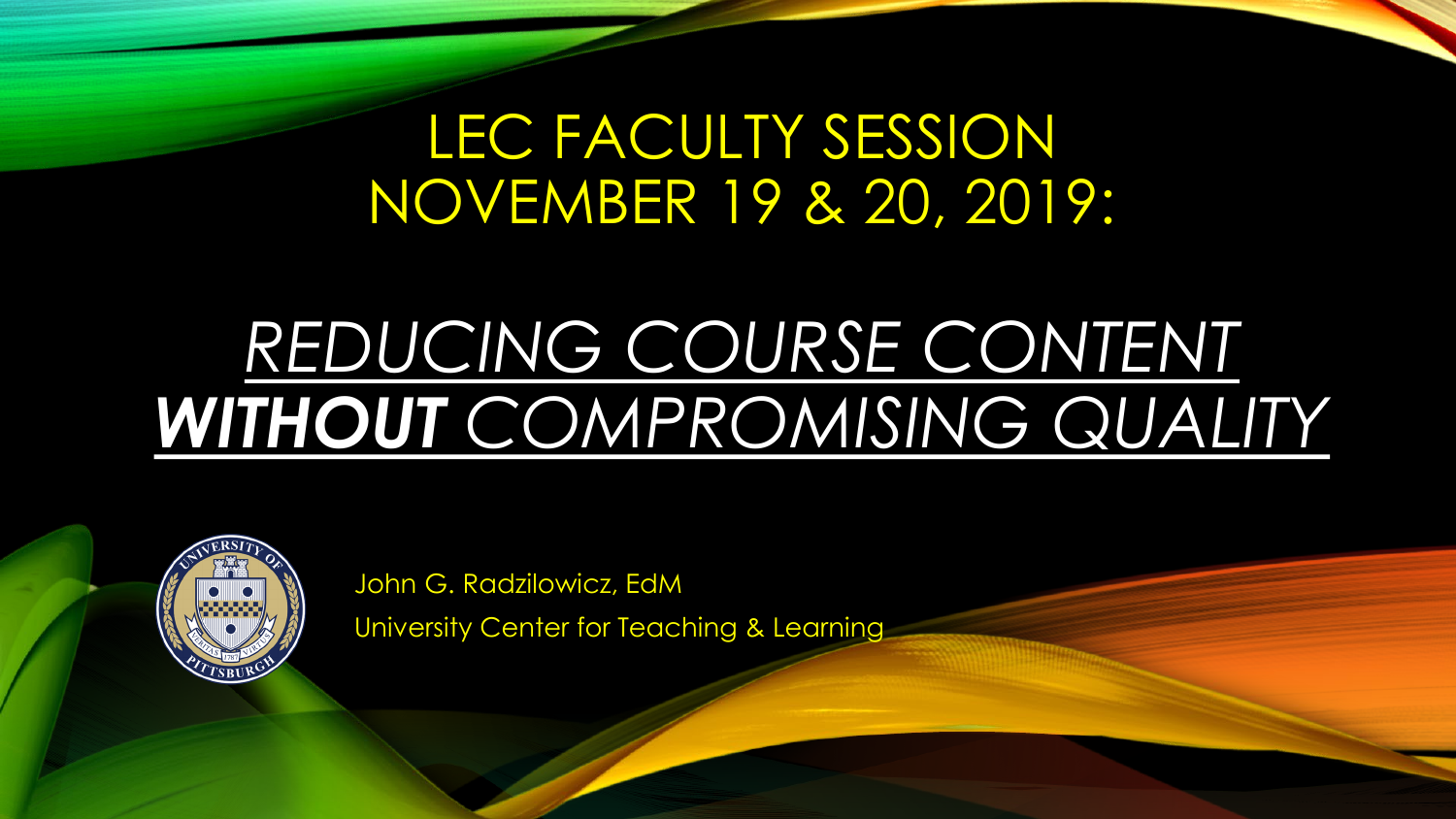# LEC FACULTY SESSION NOVEMBER 19 & 20, 2019:

## *REDUCING COURSE CONTENT* ***WITHOUT*** *COMPROMISING QUALITY*

John G. Radzilowicz, EdM

University Center for Teaching & Learning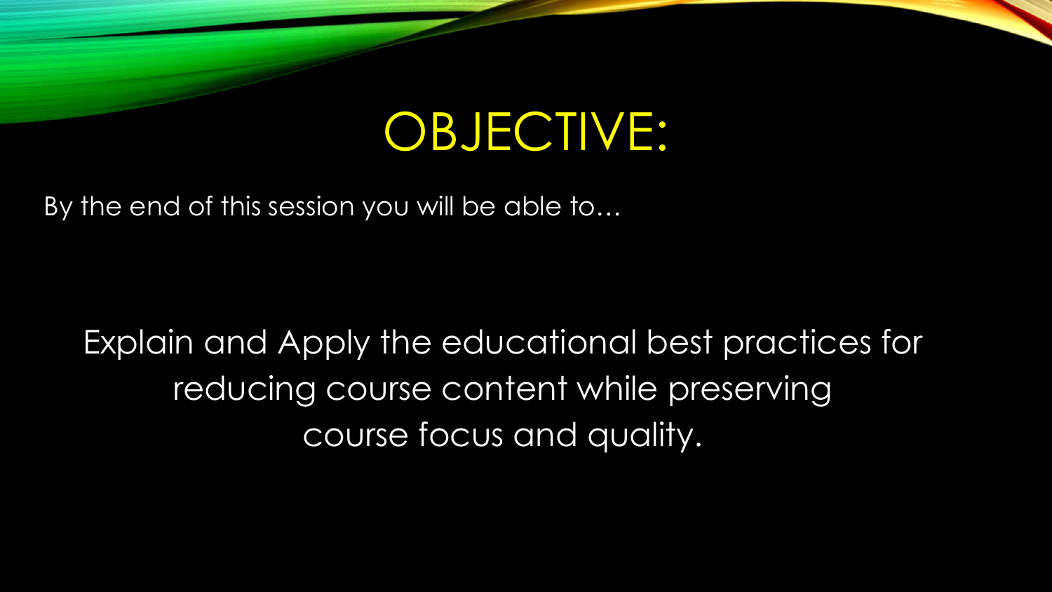# OBJECTIVE:

By the end of this session you will be able to…

Explain and Apply the educational best practices for reducing course content while preserving course focus and quality.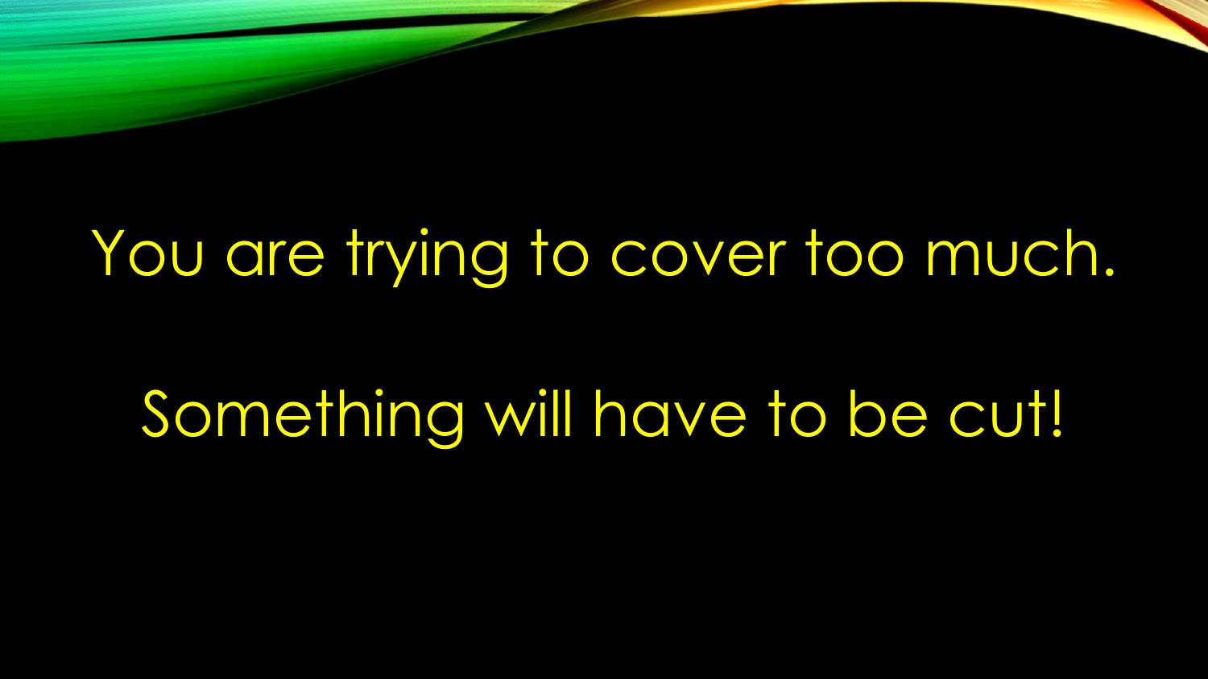You are trying to cover too much.

Something will have to be cut!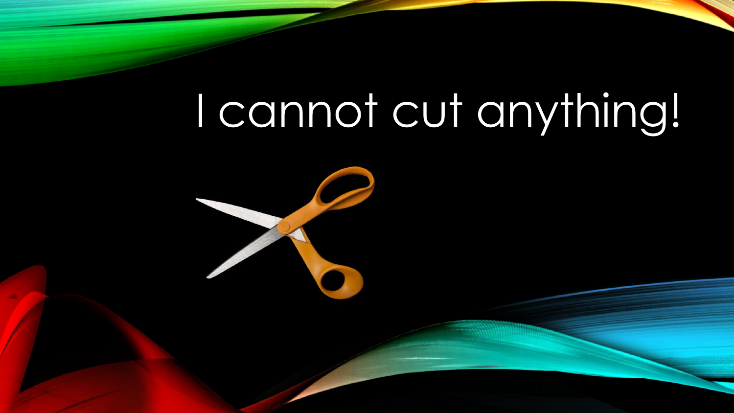# I cannot cut anything!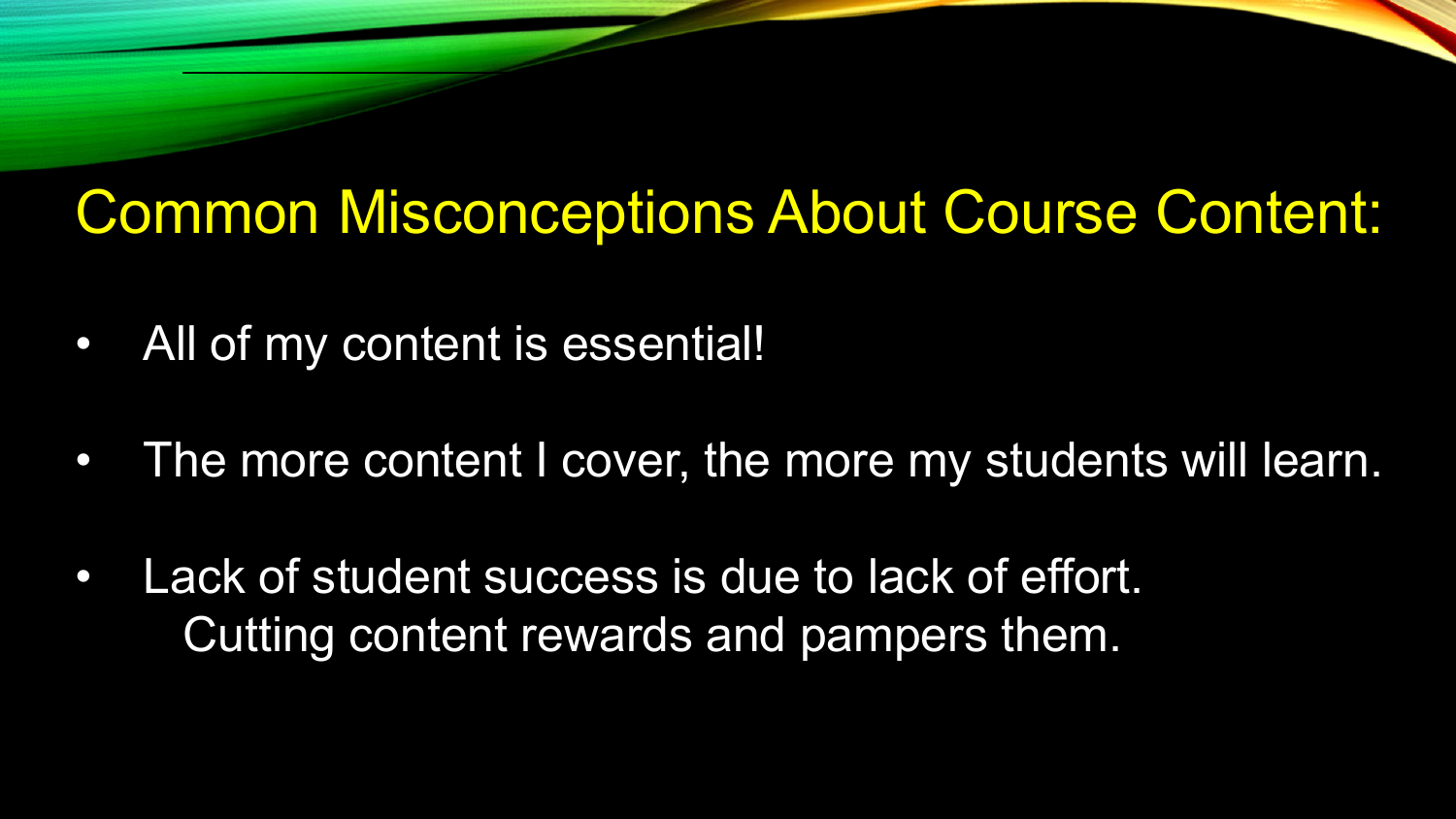# Common Misconceptions About Course Content:

- All of my content is essential!
- The more content I cover, the more my students will learn.
- Lack of student success is due to lack of effort.
  Cutting content rewards and pampers them.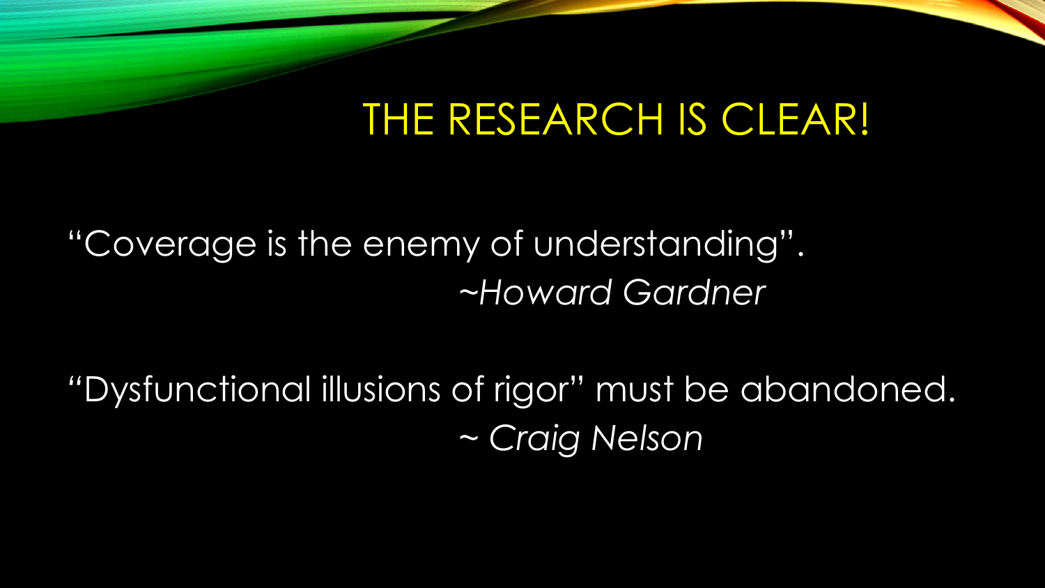# THE RESEARCH IS CLEAR!

"Coverage is the enemy of understanding".
*~Howard Gardner*

"Dysfunctional illusions of rigor" must be abandoned.
*~ Craig Nelson*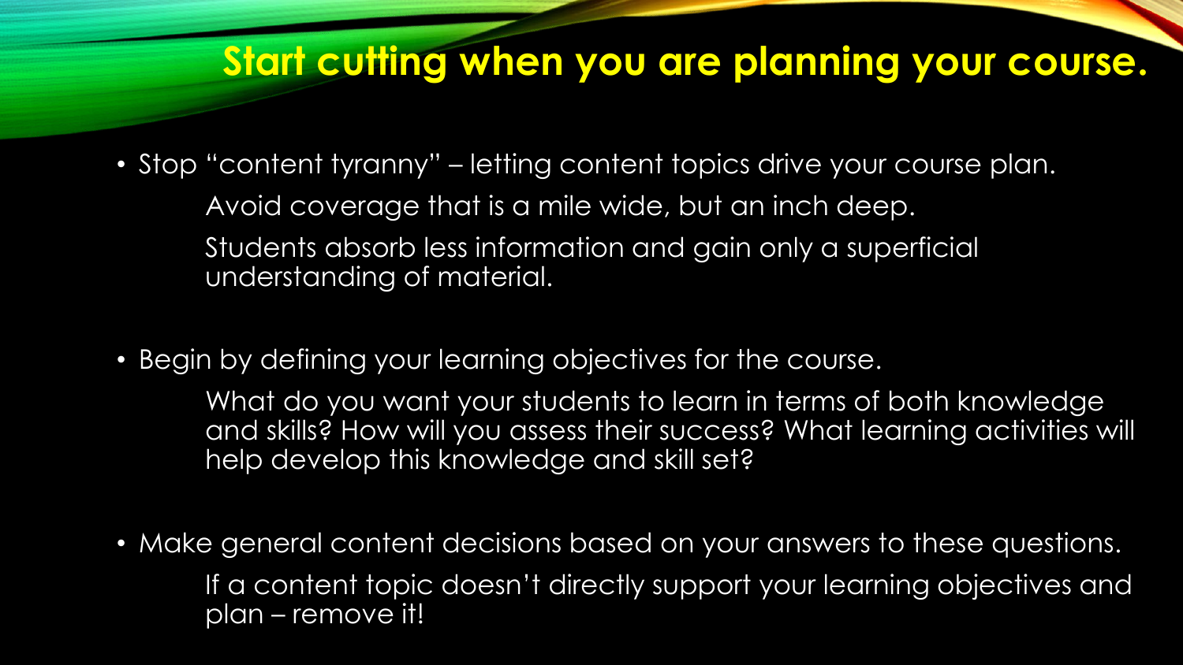# Start cutting when you are planning your course.

- Stop "content tyranny" – letting content topics drive your course plan.

  Avoid coverage that is a mile wide, but an inch deep.

  Students absorb less information and gain only a superficial understanding of material.

- Begin by defining your learning objectives for the course.

  What do you want your students to learn in terms of both knowledge and skills? How will you assess their success? What learning activities will help develop this knowledge and skill set?

- Make general content decisions based on your answers to these questions.

  If a content topic doesn't directly support your learning objectives and plan – remove it!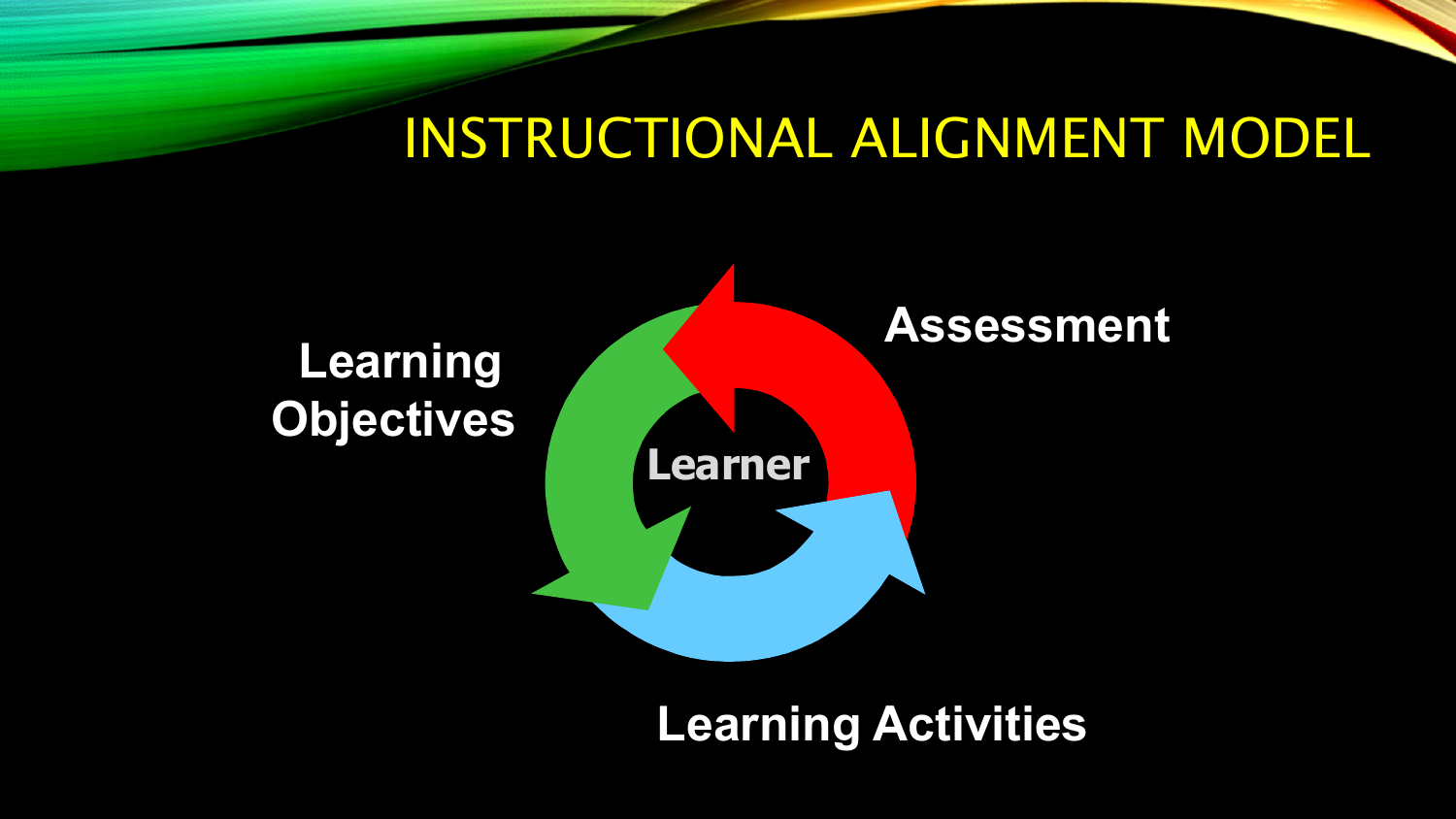# INSTRUCTIONAL ALIGNMENT MODEL

**Learning Objectives**

**Assessment**

**Learner**

**Learning Activities**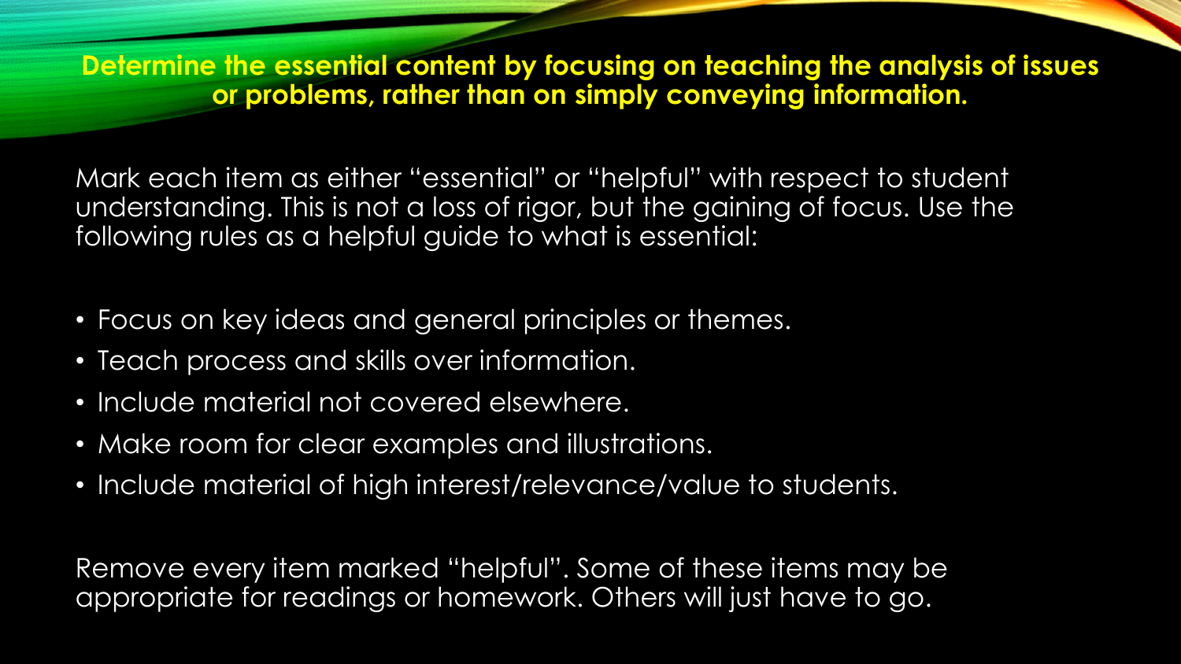## Determine the essential content by focusing on teaching the analysis of issues or problems, rather than on simply conveying information.

Mark each item as either "essential" or "helpful" with respect to student understanding. This is not a loss of rigor, but the gaining of focus. Use the following rules as a helpful guide to what is essential:

- Focus on key ideas and general principles or themes.
- Teach process and skills over information.
- Include material not covered elsewhere.
- Make room for clear examples and illustrations.
- Include material of high interest/relevance/value to students.

Remove every item marked "helpful". Some of these items may be appropriate for readings or homework. Others will just have to go.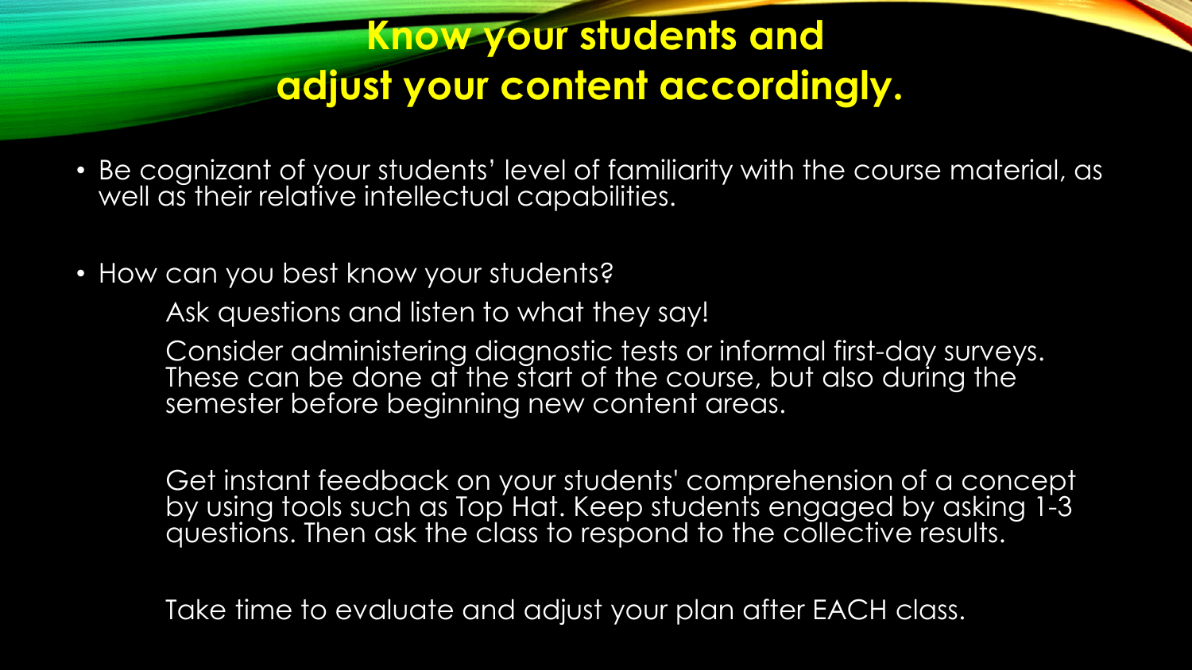# Know your students and adjust your content accordingly.

- Be cognizant of your students' level of familiarity with the course material, as well as their relative intellectual capabilities.

- How can you best know your students?

  Ask questions and listen to what they say!

  Consider administering diagnostic tests or informal first-day surveys. These can be done at the start of the course, but also during the semester before beginning new content areas.

  Get instant feedback on your students' comprehension of a concept by using tools such as Top Hat. Keep students engaged by asking 1-3 questions. Then ask the class to respond to the collective results.

  Take time to evaluate and adjust your plan after EACH class.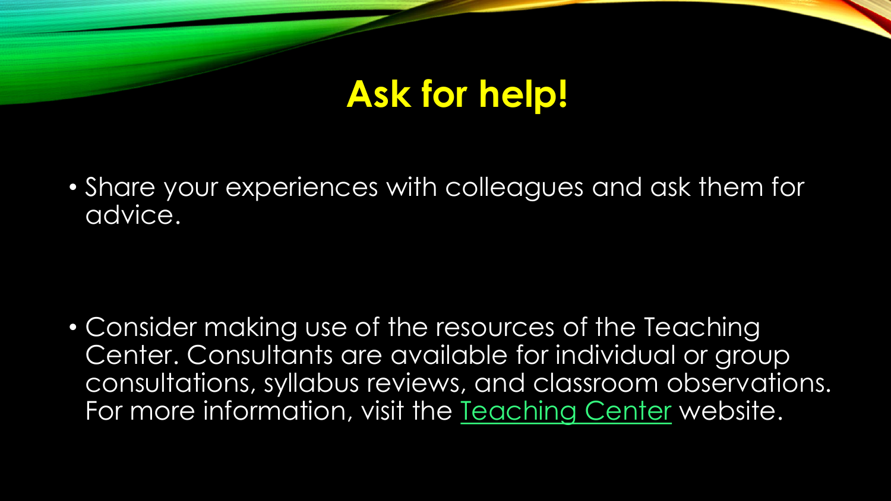# Ask for help!

- Share your experiences with colleagues and ask them for advice.

- Consider making use of the resources of the Teaching Center. Consultants are available for individual or group consultations, syllabus reviews, and classroom observations. For more information, visit the Teaching Center website.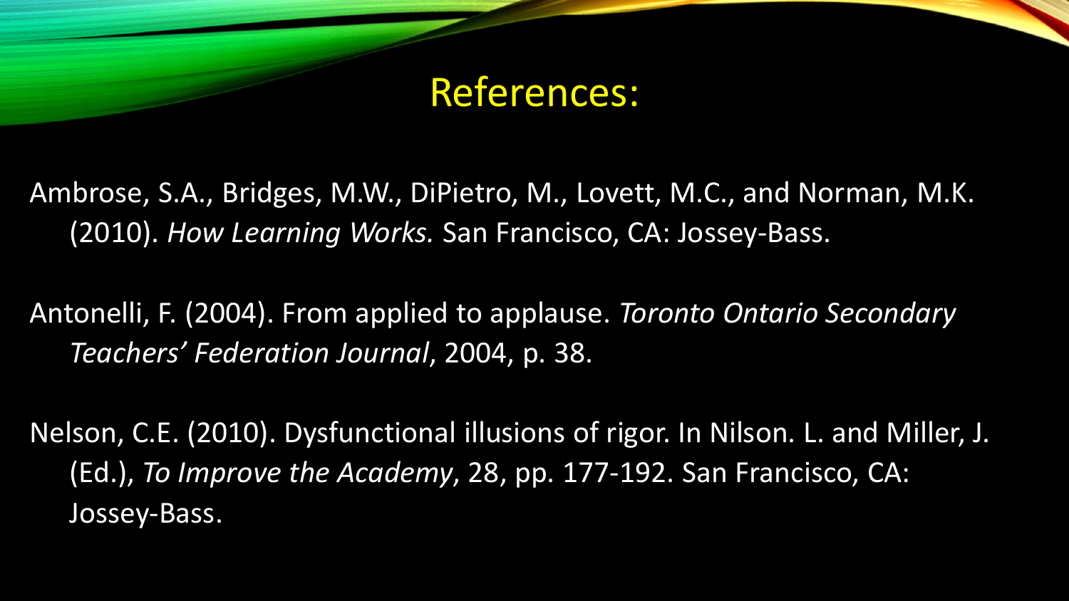# References:

Ambrose, S.A., Bridges, M.W., DiPietro, M., Lovett, M.C., and Norman, M.K. (2010). *How Learning Works.* San Francisco, CA: Jossey-Bass.

Antonelli, F. (2004). From applied to applause. *Toronto Ontario Secondary Teachers' Federation Journal*, 2004, p. 38.

Nelson, C.E. (2010). Dysfunctional illusions of rigor. In Nilson. L. and Miller, J. (Ed.), *To Improve the Academy*, 28, pp. 177-192. San Francisco, CA: Jossey-Bass.